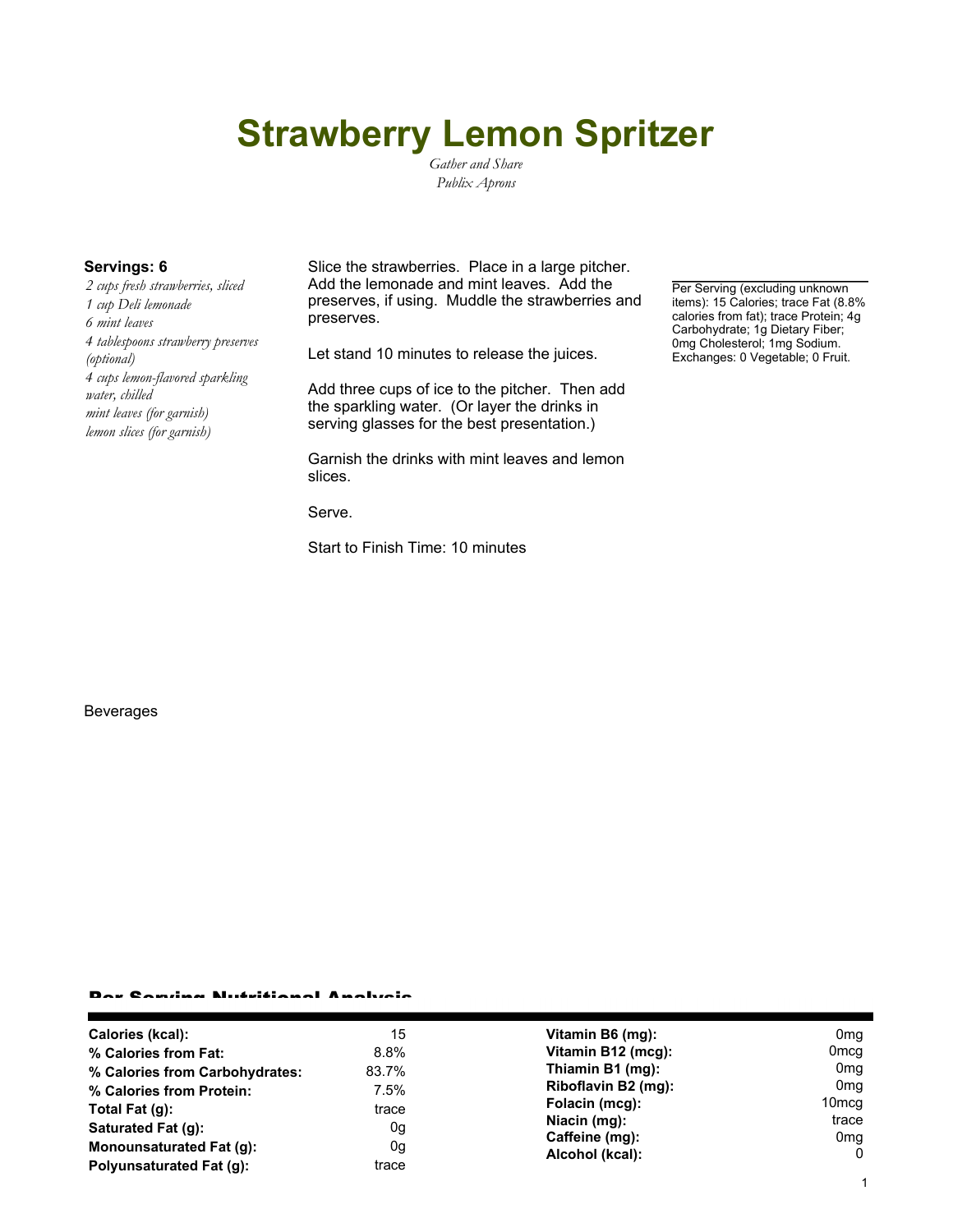# Strawberry Lemon Spritzer

*Gather and Share*
*Publix Aprons*

**Servings: 6**

*2 cups fresh strawberries, sliced*
*1 cup Deli lemonade*
*6 mint leaves*
*4 tablespoons strawberry preserves (optional)*
*4 cups lemon-flavored sparkling water, chilled*
*mint leaves (for garnish)*
*lemon slices (for garnish)*

Slice the strawberries. Place in a large pitcher. Add the lemonade and mint leaves. Add the preserves, if using. Muddle the strawberries and preserves.

Let stand 10 minutes to release the juices.

Add three cups of ice to the pitcher. Then add the sparkling water. (Or layer the drinks in serving glasses for the best presentation.)

Garnish the drinks with mint leaves and lemon slices.

Serve.

Start to Finish Time: 10 minutes

Per Serving (excluding unknown items): 15 Calories; trace Fat (8.8% calories from fat); trace Protein; 4g Carbohydrate; 1g Dietary Fiber; 0mg Cholesterol; 1mg Sodium. Exchanges: 0 Vegetable; 0 Fruit.

Beverages

## Per Serving Nutritional Analysis

| | | | |
|---|---|---|---|
| **Calories (kcal):** | 15 | **Vitamin B6 (mg):** | 0mg |
| **% Calories from Fat:** | 8.8% | **Vitamin B12 (mcg):** | 0mcg |
| **% Calories from Carbohydrates:** | 83.7% | **Thiamin B1 (mg):** | 0mg |
| **% Calories from Protein:** | 7.5% | **Riboflavin B2 (mg):** | 0mg |
| **Total Fat (g):** | trace | **Folacin (mcg):** | 10mcg |
| **Saturated Fat (g):** | 0g | **Niacin (mg):** | trace |
| **Monounsaturated Fat (g):** | 0g | **Caffeine (mg):** | 0mg |
| **Polyunsaturated Fat (g):** | trace | **Alcohol (kcal):** | 0 |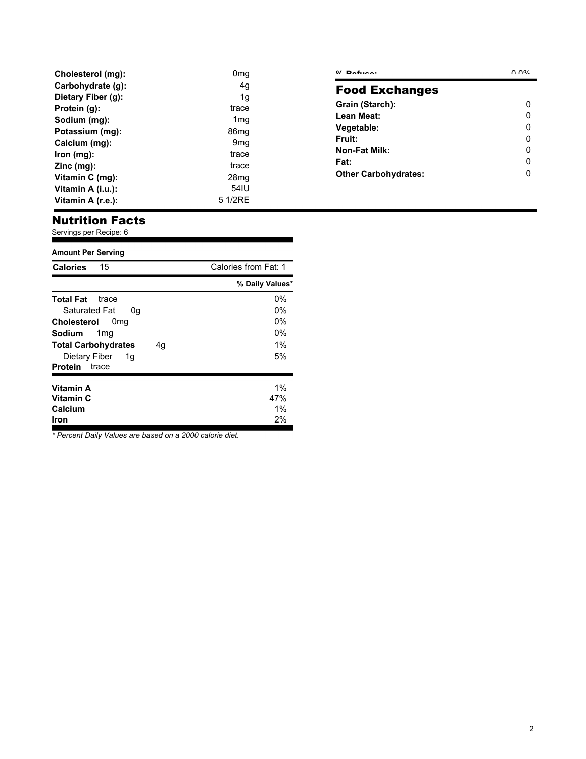| | |
|---|---|
| **Cholesterol (mg):** | 0mg |
| **Carbohydrate (g):** | 4g |
| **Dietary Fiber (g):** | 1g |
| **Protein (g):** | trace |
| **Sodium (mg):** | 1mg |
| **Potassium (mg):** | 86mg |
| **Calcium (mg):** | 9mg |
| **Iron (mg):** | trace |
| **Zinc (mg):** | trace |
| **Vitamin C (mg):** | 28mg |
| **Vitamin A (i.u.):** | 54IU |
| **Vitamin A (r.e.):** | 5 1/2RE |

| | |
|---|---|
| **% Refuse:** | 0.0% |

## Food Exchanges

| | |
|---|---|
| **Grain (Starch):** | 0 |
| **Lean Meat:** | 0 |
| **Vegetable:** | 0 |
| **Fruit:** | 0 |
| **Non-Fat Milk:** | 0 |
| **Fat:** | 0 |
| **Other Carbohydrates:** | 0 |

## Nutrition Facts

Servings per Recipe: 6

**Amount Per Serving**

**Calories** 15 — Calories from Fat: 1

| | % Daily Values* |
|---|---|
| **Total Fat** trace | 0% |
| Saturated Fat 0g | 0% |
| **Cholesterol** 0mg | 0% |
| **Sodium** 1mg | 0% |
| **Total Carbohydrates** 4g | 1% |
| Dietary Fiber 1g | 5% |
| **Protein** trace | |
| **Vitamin A** | 1% |
| **Vitamin C** | 47% |
| **Calcium** | 1% |
| **Iron** | 2% |

*\* Percent Daily Values are based on a 2000 calorie diet.*